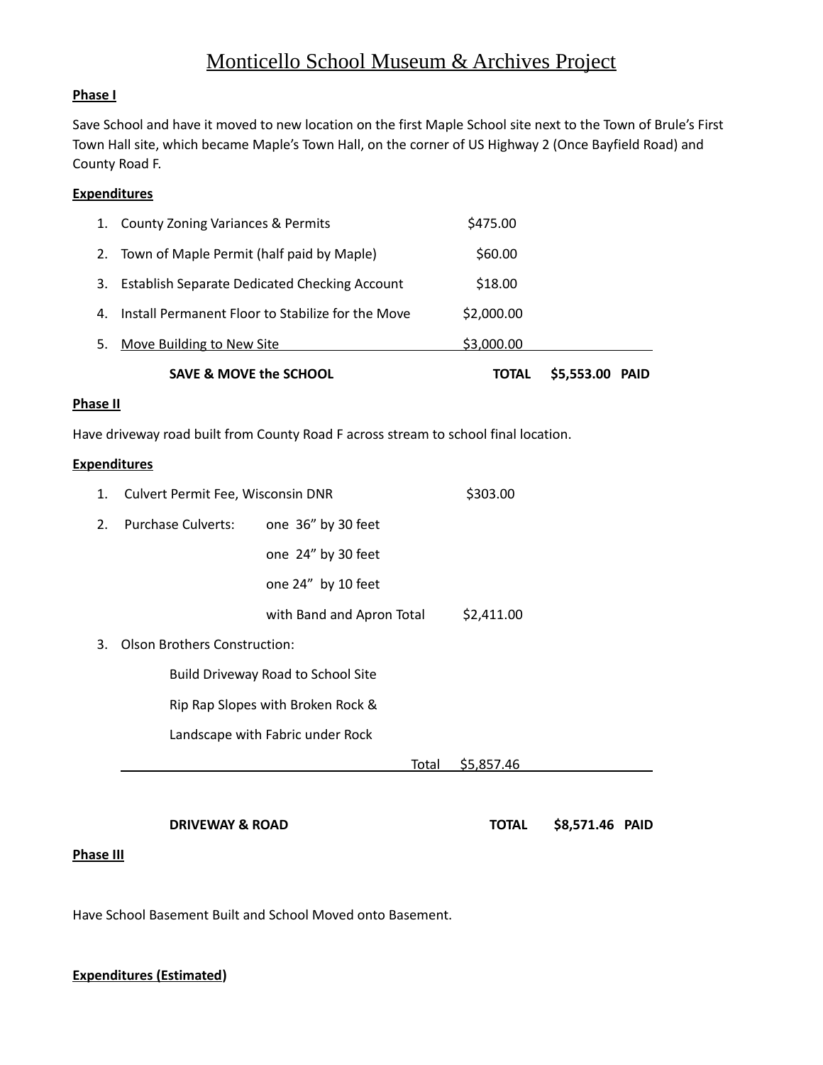# Monticello School Museum & Archives Project

**Phase I**

Save School and have it moved to new location on the first Maple School site next to the Town of Brule's First Town Hall site, which became Maple's Town Hall, on the corner of US Highway 2 (Once Bayfield Road) and County Road F.

**Expenditures**

| | | | | |
|---|---|---|---|---|
| 1. | County Zoning Variances & Permits | $475.00 | | |
| 2. | Town of Maple Permit (half paid by Maple) | $60.00 | | |
| 3. | Establish Separate Dedicated Checking Account | $18.00 | | |
| 4. | Install Permanent Floor to Stabilize for the Move | $2,000.00 | | |
| 5. | Move Building to New Site | $3,000.00 | | |
| | **SAVE & MOVE the SCHOOL** | **TOTAL** | **$5,553.00** | **PAID** |

**Phase II**

Have driveway road built from County Road F across stream to school final location.

**Expenditures**

1. Culvert Permit Fee, Wisconsin DNR — $303.00
2. Purchase Culverts:
   - one 36" by 30 feet
   - one 24" by 30 feet
   - one 24" by 10 feet
   - with Band and Apron Total — $2,411.00
3. Olson Brothers Construction:
   - Build Driveway Road to School Site
   - Rip Rap Slopes with Broken Rock &
   - Landscape with Fabric under Rock
   - Total — $5,857.46

**DRIVEWAY & ROAD** **TOTAL** **$8,571.46** **PAID**

**Phase III**

Have School Basement Built and School Moved onto Basement.

**Expenditures (Estimated)**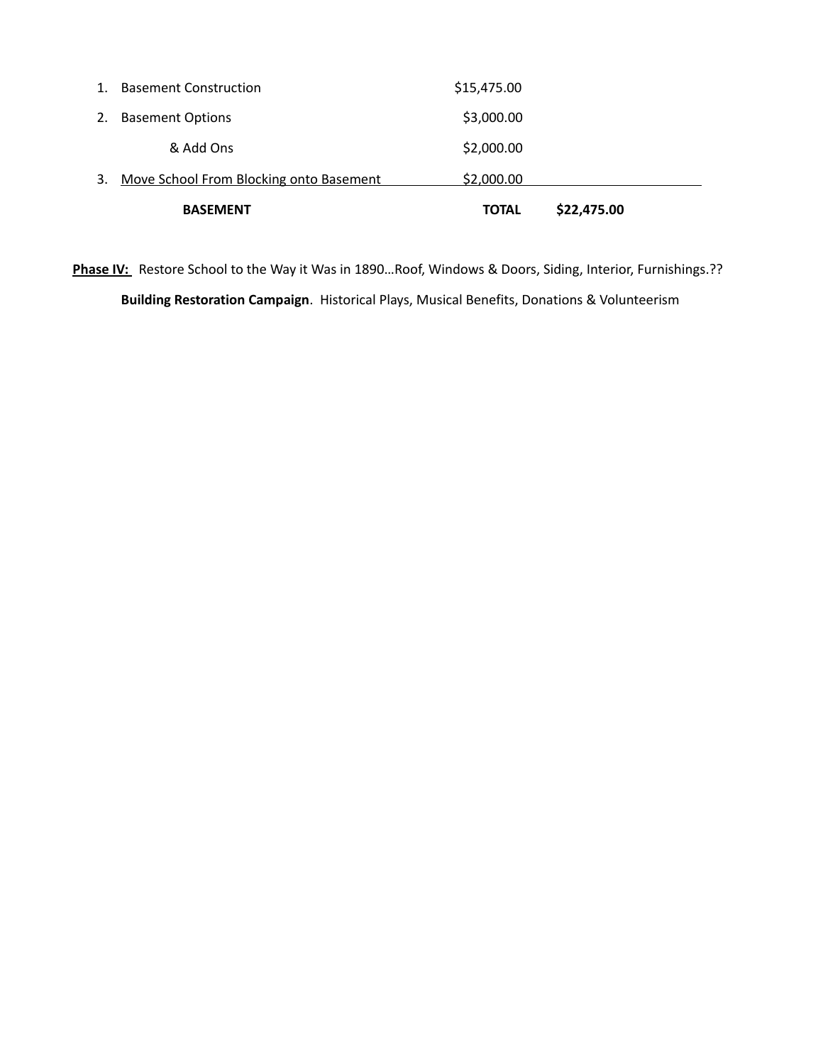| | | | |
|---|---|---|---|
| 1. | Basement Construction | $15,475.00 | |
| 2. | Basement Options | $3,000.00 | |
| | & Add Ons | $2,000.00 | |
| 3. | Move School From Blocking onto Basement | $2,000.00 | |
| | **BASEMENT** | **TOTAL** | **$22,475.00** |

**Phase IV:** Restore School to the Way it Was in 1890…Roof, Windows & Doors, Siding, Interior, Furnishings.??

**Building Restoration Campaign**. Historical Plays, Musical Benefits, Donations & Volunteerism